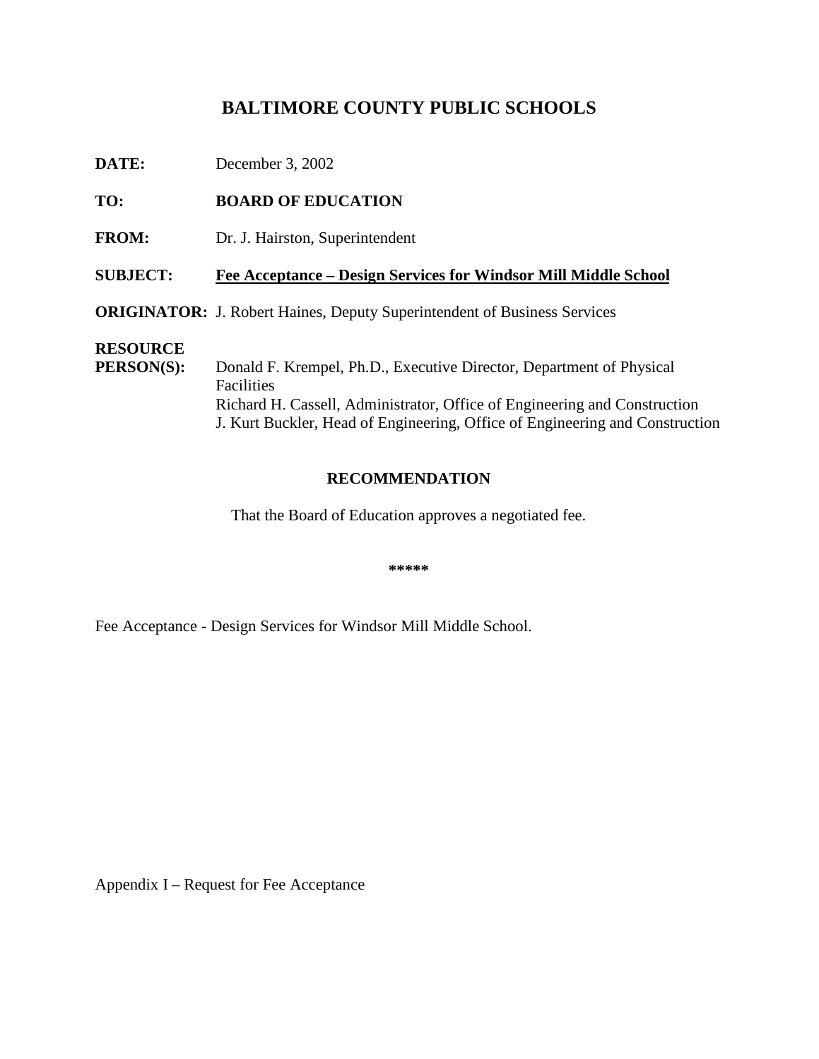# BALTIMORE COUNTY PUBLIC SCHOOLS

**DATE:** December 3, 2002

**TO:** **BOARD OF EDUCATION**

**FROM:** Dr. J. Hairston, Superintendent

**SUBJECT:** **Fee Acceptance – Design Services for Windsor Mill Middle School**

**ORIGINATOR:** J. Robert Haines, Deputy Superintendent of Business Services

**RESOURCE PERSON(S):** Donald F. Krempel, Ph.D., Executive Director, Department of Physical Facilities
Richard H. Cassell, Administrator, Office of Engineering and Construction
J. Kurt Buckler, Head of Engineering, Office of Engineering and Construction

## RECOMMENDATION

That the Board of Education approves a negotiated fee.

*****

Fee Acceptance - Design Services for Windsor Mill Middle School.

Appendix I – Request for Fee Acceptance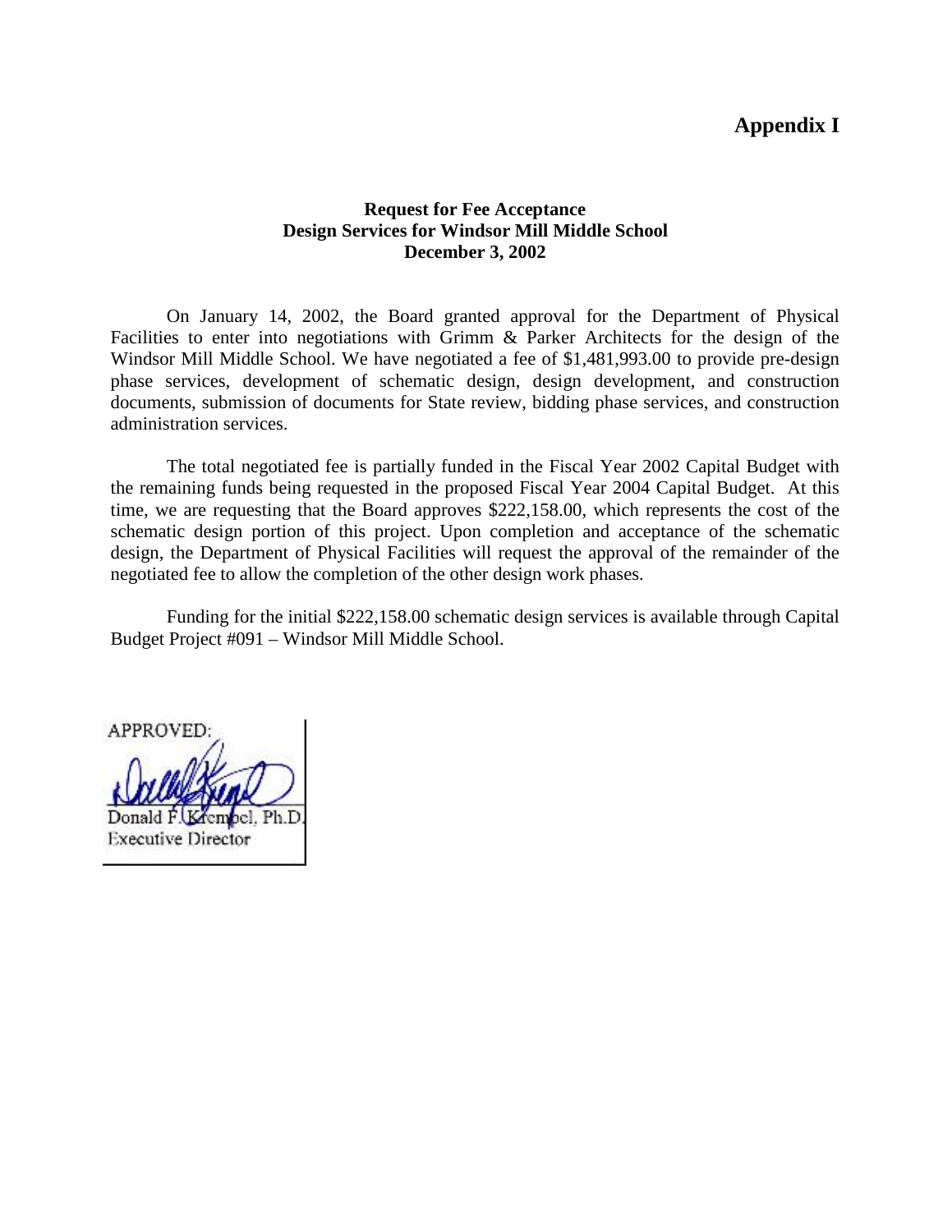# Appendix I

**Request for Fee Acceptance**
**Design Services for Windsor Mill Middle School**
**December 3, 2002**

On January 14, 2002, the Board granted approval for the Department of Physical Facilities to enter into negotiations with Grimm & Parker Architects for the design of the Windsor Mill Middle School. We have negotiated a fee of $1,481,993.00 to provide pre-design phase services, development of schematic design, design development, and construction documents, submission of documents for State review, bidding phase services, and construction administration services.

The total negotiated fee is partially funded in the Fiscal Year 2002 Capital Budget with the remaining funds being requested in the proposed Fiscal Year 2004 Capital Budget. At this time, we are requesting that the Board approves $222,158.00, which represents the cost of the schematic design portion of this project. Upon completion and acceptance of the schematic design, the Department of Physical Facilities will request the approval of the remainder of the negotiated fee to allow the completion of the other design work phases.

Funding for the initial $222,158.00 schematic design services is available through Capital Budget Project #091 – Windsor Mill Middle School.

APPROVED:

Donald F. Krempel, Ph.D.
Executive Director